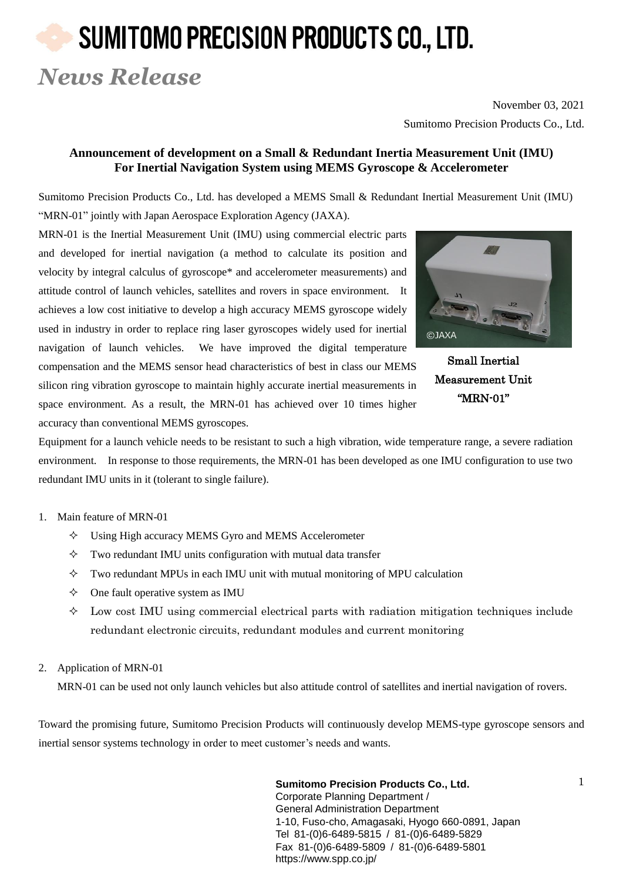# SUMITOMO PRECISION PRODUCTS CO., LTD.

*News Release*

November 03, 2021

Sumitomo Precision Products Co., Ltd.

**Announcement of development on a Small & Redundant Inertia Measurement Unit (IMU) For Inertial Navigation System using MEMS Gyroscope & Accelerometer**

Sumitomo Precision Products Co., Ltd. has developed a MEMS Small & Redundant Inertial Measurement Unit (IMU) "MRN-01" jointly with Japan Aerospace Exploration Agency (JAXA).

MRN-01 is the Inertial Measurement Unit (IMU) using commercial electric parts and developed for inertial navigation (a method to calculate its position and velocity by integral calculus of gyroscope* and accelerometer measurements) and attitude control of launch vehicles, satellites and rovers in space environment. It achieves a low cost initiative to develop a high accuracy MEMS gyroscope widely used in industry in order to replace ring laser gyroscopes widely used for inertial navigation of launch vehicles. We have improved the digital temperature compensation and the MEMS sensor head characteristics of best in class our MEMS silicon ring vibration gyroscope to maintain highly accurate inertial measurements in space environment. As a result, the MRN-01 has achieved over 10 times higher accuracy than conventional MEMS gyroscopes.

©JAXA

Small Inertial Measurement Unit "MRN-01"

Equipment for a launch vehicle needs to be resistant to such a high vibration, wide temperature range, a severe radiation environment. In response to those requirements, the MRN-01 has been developed as one IMU configuration to use two redundant IMU units in it (tolerant to single failure).

1. Main feature of MRN-01
   - Using High accuracy MEMS Gyro and MEMS Accelerometer
   - Two redundant IMU units configuration with mutual data transfer
   - Two redundant MPUs in each IMU unit with mutual monitoring of MPU calculation
   - One fault operative system as IMU
   - Low cost IMU using commercial electrical parts with radiation mitigation techniques include redundant electronic circuits, redundant modules and current monitoring

2. Application of MRN-01

   MRN-01 can be used not only launch vehicles but also attitude control of satellites and inertial navigation of rovers.

Toward the promising future, Sumitomo Precision Products will continuously develop MEMS-type gyroscope sensors and inertial sensor systems technology in order to meet customer's needs and wants.

**Sumitomo Precision Products Co., Ltd.**
Corporate Planning Department /
General Administration Department
1-10, Fuso-cho, Amagasaki, Hyogo 660-0891, Japan
Tel 81-(0)6-6489-5815 / 81-(0)6-6489-5829
Fax 81-(0)6-6489-5809 / 81-(0)6-6489-5801
https://www.spp.co.jp/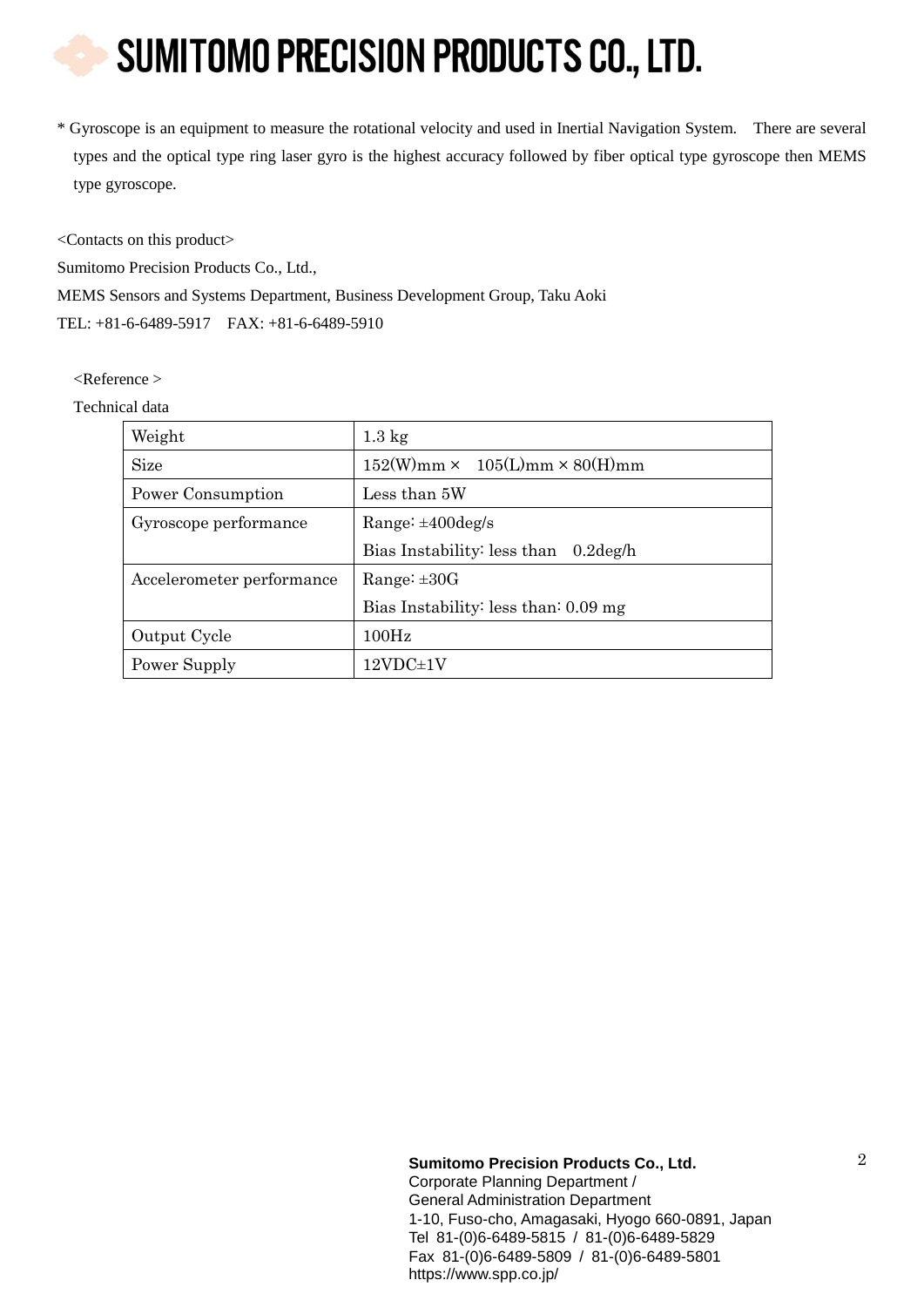* Gyroscope is an equipment to measure the rotational velocity and used in Inertial Navigation System. There are several types and the optical type ring laser gyro is the highest accuracy followed by fiber optical type gyroscope then MEMS type gyroscope.

<Contacts on this product>
Sumitomo Precision Products Co., Ltd.,
MEMS Sensors and Systems Department, Business Development Group, Taku Aoki
TEL: +81-6-6489-5917 FAX: +81-6-6489-5910

<Reference >
Technical data

| | |
|---|---|
| Weight | 1.3 kg |
| Size | 152(W)mm × 105(L)mm × 80(H)mm |
| Power Consumption | Less than 5W |
| Gyroscope performance | Range: ±400deg/s<br>Bias Instability: less than 0.2deg/h |
| Accelerometer performance | Range: ±30G<br>Bias Instability: less than: 0.09 mg |
| Output Cycle | 100Hz |
| Power Supply | 12VDC±1V |

**Sumitomo Precision Products Co., Ltd.**
Corporate Planning Department /
General Administration Department
1-10, Fuso-cho, Amagasaki, Hyogo 660-0891, Japan
Tel 81-(0)6-6489-5815 / 81-(0)6-6489-5829
Fax 81-(0)6-6489-5809 / 81-(0)6-6489-5801
https://www.spp.co.jp/